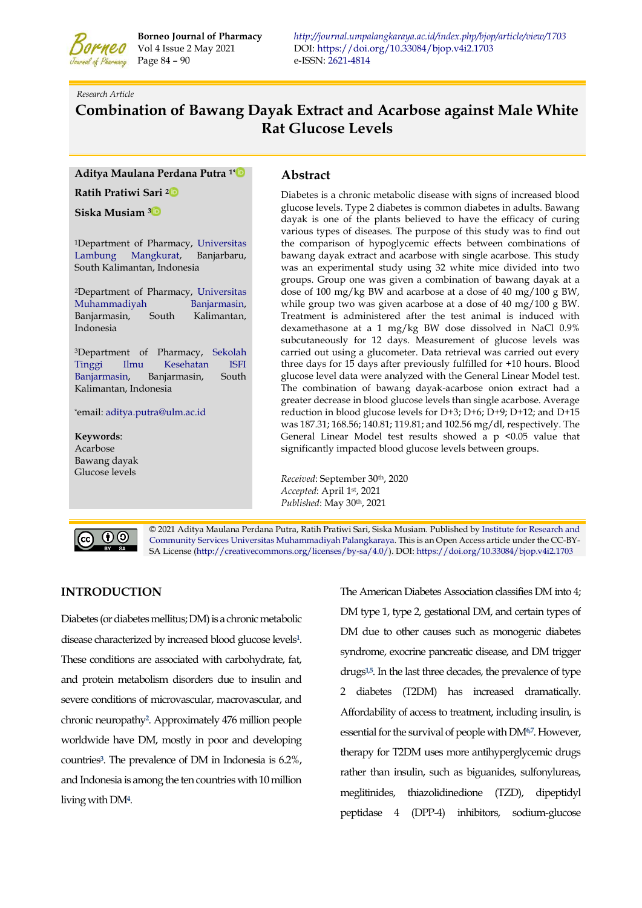Research Article

# Combination of Bawang Dayak Extract and Acarbose against Male White Rat Glucose Levels

**Aditya Maulana Perdana Putra [1*]**

**Ratih Pratiwi Sari [2]**

**Siska Musiam [3]**

[1]Department of Pharmacy, Universitas Lambung Mangkurat, Banjarbaru, South Kalimantan, Indonesia

[2]Department of Pharmacy, Universitas Muhammadiyah Banjarmasin, Banjarmasin, South Kalimantan, Indonesia

[3]Department of Pharmacy, Sekolah Tinggi Ilmu Kesehatan ISFI Banjarmasin, Banjarmasin, South Kalimantan, Indonesia

*email: aditya.putra@ulm.ac.id

**Keywords**:
Acarbose
Bawang dayak
Glucose levels

## Abstract

Diabetes is a chronic metabolic disease with signs of increased blood glucose levels. Type 2 diabetes is common diabetes in adults. Bawang dayak is one of the plants believed to have the efficacy of curing various types of diseases. The purpose of this study was to find out the comparison of hypoglycemic effects between combinations of bawang dayak extract and acarbose with single acarbose. This study was an experimental study using 32 white mice divided into two groups. Group one was given a combination of bawang dayak at a dose of 100 mg/kg BW and acarbose at a dose of 40 mg/100 g BW, while group two was given acarbose at a dose of 40 mg/100 g BW. Treatment is administered after the test animal is induced with dexamethasone at a 1 mg/kg BW dose dissolved in NaCl 0.9% subcutaneously for 12 days. Measurement of glucose levels was carried out using a glucometer. Data retrieval was carried out every three days for 15 days after previously fulfilled for +10 hours. Blood glucose level data were analyzed with the General Linear Model test. The combination of bawang dayak-acarbose onion extract had a greater decrease in blood glucose levels than single acarbose. Average reduction in blood glucose levels for D+3; D+6; D+9; D+12; and D+15 was 187.31; 168.56; 140.81; 119.81; and 102.56 mg/dl, respectively. The General Linear Model test results showed a p <0.05 value that significantly impacted blood glucose levels between groups.

*Received*: September 30th, 2020
*Accepted*: April 1st, 2021
*Published*: May 30th, 2021

© 2021 Aditya Maulana Perdana Putra, Ratih Pratiwi Sari, Siska Musiam. Published by Institute for Research and Community Services Universitas Muhammadiyah Palangkaraya. This is an Open Access article under the CC-BY-SA License (http://creativecommons.org/licenses/by-sa/4.0/). DOI: https://doi.org/10.33084/bjop.v4i2.1703

## INTRODUCTION

Diabetes (or diabetes mellitus; DM) is a chronic metabolic disease characterized by increased blood glucose levels[1]. These conditions are associated with carbohydrate, fat, and protein metabolism disorders due to insulin and severe conditions of microvascular, macrovascular, and chronic neuropathy[2]. Approximately 476 million people worldwide have DM, mostly in poor and developing countries[3]. The prevalence of DM in Indonesia is 6.2%, and Indonesia is among the ten countries with 10 million living with DM[4].

The American Diabetes Association classifies DM into 4; DM type 1, type 2, gestational DM, and certain types of DM due to other causes such as monogenic diabetes syndrome, exocrine pancreatic disease, and DM trigger drugs[1,5]. In the last three decades, the prevalence of type 2 diabetes (T2DM) has increased dramatically. Affordability of access to treatment, including insulin, is essential for the survival of people with DM[6,7]. However, therapy for T2DM uses more antihyperglycemic drugs rather than insulin, such as biguanides, sulfonylureas, meglitinides, thiazolidinedione (TZD), dipeptidyl peptidase 4 (DPP-4) inhibitors, sodium-glucose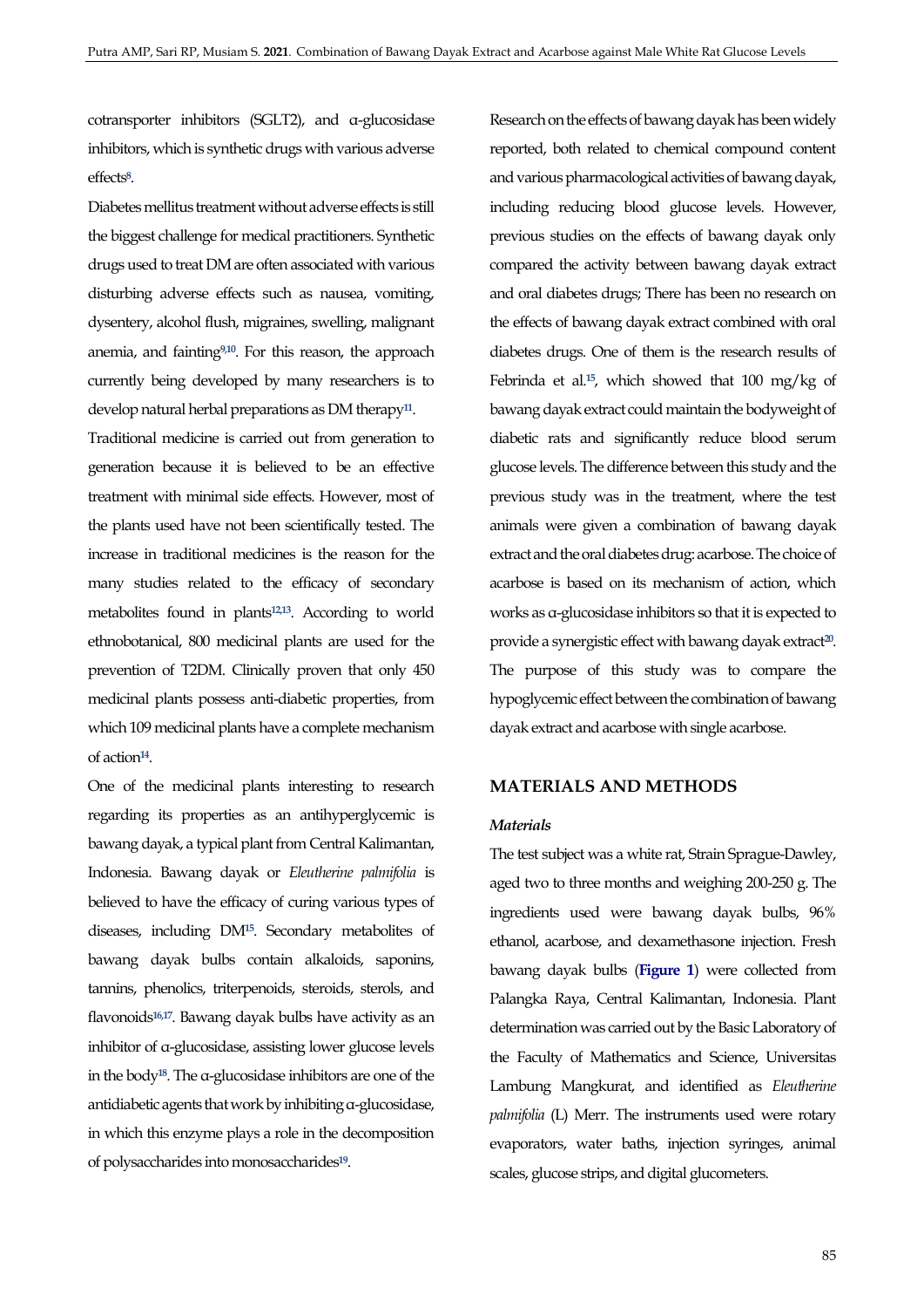cotransporter inhibitors (SGLT2), and α-glucosidase inhibitors, which is synthetic drugs with various adverse effects[8].

Diabetes mellitus treatment without adverse effects is still the biggest challenge for medical practitioners. Synthetic drugs used to treat DM are often associated with various disturbing adverse effects such as nausea, vomiting, dysentery, alcohol flush, migraines, swelling, malignant anemia, and fainting[9,10]. For this reason, the approach currently being developed by many researchers is to develop natural herbal preparations as DM therapy[11].

Traditional medicine is carried out from generation to generation because it is believed to be an effective treatment with minimal side effects. However, most of the plants used have not been scientifically tested. The increase in traditional medicines is the reason for the many studies related to the efficacy of secondary metabolites found in plants[12,13]. According to world ethnobotanical, 800 medicinal plants are used for the prevention of T2DM. Clinically proven that only 450 medicinal plants possess anti-diabetic properties, from which 109 medicinal plants have a complete mechanism of action[14].

One of the medicinal plants interesting to research regarding its properties as an antihyperglycemic is bawang dayak, a typical plant from Central Kalimantan, Indonesia. Bawang dayak or *Eleutherine palmifolia* is believed to have the efficacy of curing various types of diseases, including DM[15]. Secondary metabolites of bawang dayak bulbs contain alkaloids, saponins, tannins, phenolics, triterpenoids, steroids, sterols, and flavonoids[16,17]. Bawang dayak bulbs have activity as an inhibitor of α-glucosidase, assisting lower glucose levels in the body[18]. The α-glucosidase inhibitors are one of the antidiabetic agents that work by inhibiting α-glucosidase, in which this enzyme plays a role in the decomposition of polysaccharides into monosaccharides[19].

Research on the effects of bawang dayak has been widely reported, both related to chemical compound content and various pharmacological activities of bawang dayak, including reducing blood glucose levels. However, previous studies on the effects of bawang dayak only compared the activity between bawang dayak extract and oral diabetes drugs; There has been no research on the effects of bawang dayak extract combined with oral diabetes drugs. One of them is the research results of Febrinda et al.[15], which showed that 100 mg/kg of bawang dayak extract could maintain the bodyweight of diabetic rats and significantly reduce blood serum glucose levels. The difference between this study and the previous study was in the treatment, where the test animals were given a combination of bawang dayak extract and the oral diabetes drug: acarbose. The choice of acarbose is based on its mechanism of action, which works as α-glucosidase inhibitors so that it is expected to provide a synergistic effect with bawang dayak extract[20]. The purpose of this study was to compare the hypoglycemic effect between the combination of bawang dayak extract and acarbose with single acarbose.

## MATERIALS AND METHODS

### *Materials*

The test subject was a white rat, Strain Sprague-Dawley, aged two to three months and weighing 200-250 g. The ingredients used were bawang dayak bulbs, 96% ethanol, acarbose, and dexamethasone injection. Fresh bawang dayak bulbs (**Figure 1**) were collected from Palangka Raya, Central Kalimantan, Indonesia. Plant determination was carried out by the Basic Laboratory of the Faculty of Mathematics and Science, Universitas Lambung Mangkurat, and identified as *Eleutherine palmifolia* (L) Merr. The instruments used were rotary evaporators, water baths, injection syringes, animal scales, glucose strips, and digital glucometers.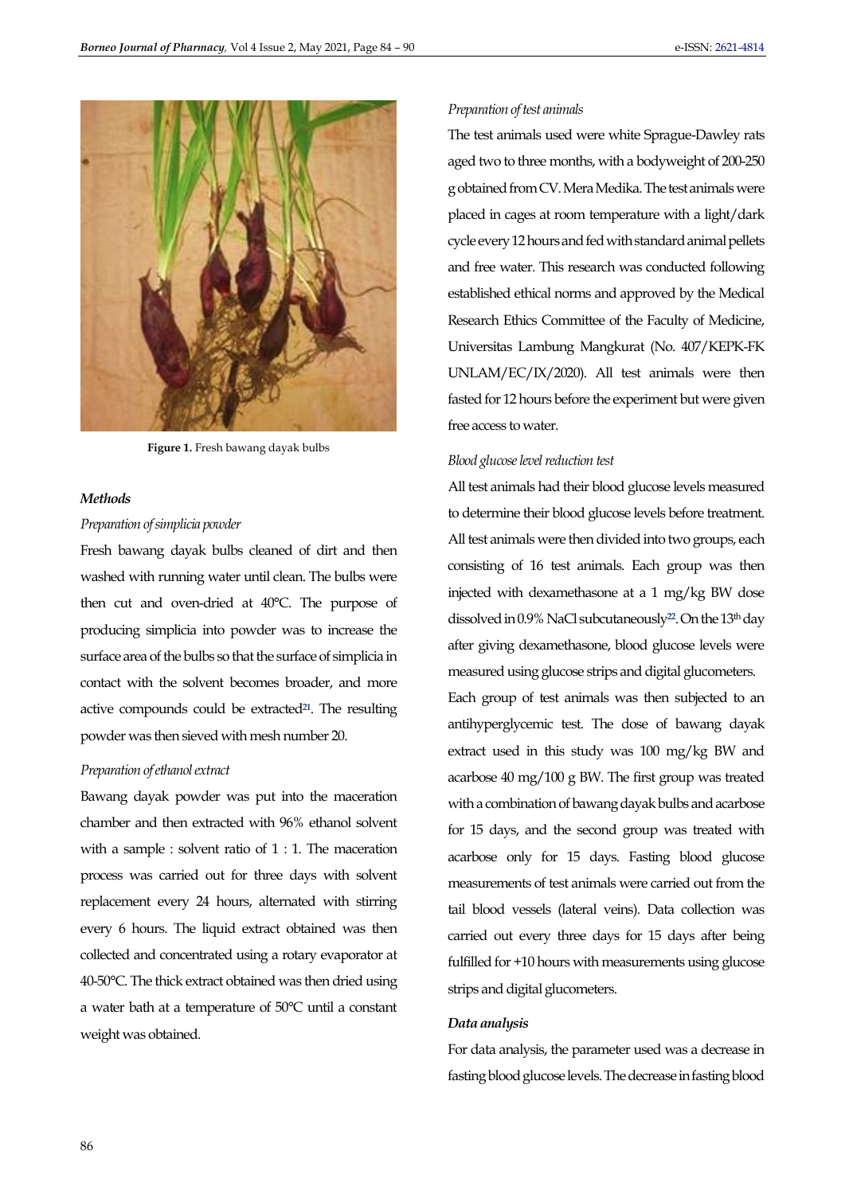Figure 1. Fresh bawang dayak bulbs

### Methods

*Preparation of simplicia powder*

Fresh bawang dayak bulbs cleaned of dirt and then washed with running water until clean. The bulbs were then cut and oven-dried at 40°C. The purpose of producing simplicia into powder was to increase the surface area of the bulbs so that the surface of simplicia in contact with the solvent becomes broader, and more active compounds could be extracted[21]. The resulting powder was then sieved with mesh number 20.

*Preparation of ethanol extract*

Bawang dayak powder was put into the maceration chamber and then extracted with 96% ethanol solvent with a sample : solvent ratio of 1 : 1. The maceration process was carried out for three days with solvent replacement every 24 hours, alternated with stirring every 6 hours. The liquid extract obtained was then collected and concentrated using a rotary evaporator at 40-50°C. The thick extract obtained was then dried using a water bath at a temperature of 50°C until a constant weight was obtained.

*Preparation of test animals*

The test animals used were white Sprague-Dawley rats aged two to three months, with a bodyweight of 200-250 g obtained from CV. Mera Medika. The test animals were placed in cages at room temperature with a light/dark cycle every 12 hours and fed with standard animal pellets and free water. This research was conducted following established ethical norms and approved by the Medical Research Ethics Committee of the Faculty of Medicine, Universitas Lambung Mangkurat (No. 407/KEPK-FK UNLAM/EC/IX/2020). All test animals were then fasted for 12 hours before the experiment but were given free access to water.

*Blood glucose level reduction test*

All test animals had their blood glucose levels measured to determine their blood glucose levels before treatment. All test animals were then divided into two groups, each consisting of 16 test animals. Each group was then injected with dexamethasone at a 1 mg/kg BW dose dissolved in 0.9% NaCl subcutaneously[22]. On the 13th day after giving dexamethasone, blood glucose levels were measured using glucose strips and digital glucometers.

Each group of test animals was then subjected to an antihyperglycemic test. The dose of bawang dayak extract used in this study was 100 mg/kg BW and acarbose 40 mg/100 g BW. The first group was treated with a combination of bawang dayak bulbs and acarbose for 15 days, and the second group was treated with acarbose only for 15 days. Fasting blood glucose measurements of test animals were carried out from the tail blood vessels (lateral veins). Data collection was carried out every three days for 15 days after being fulfilled for +10 hours with measurements using glucose strips and digital glucometers.

### Data analysis

For data analysis, the parameter used was a decrease in fasting blood glucose levels. The decrease in fasting blood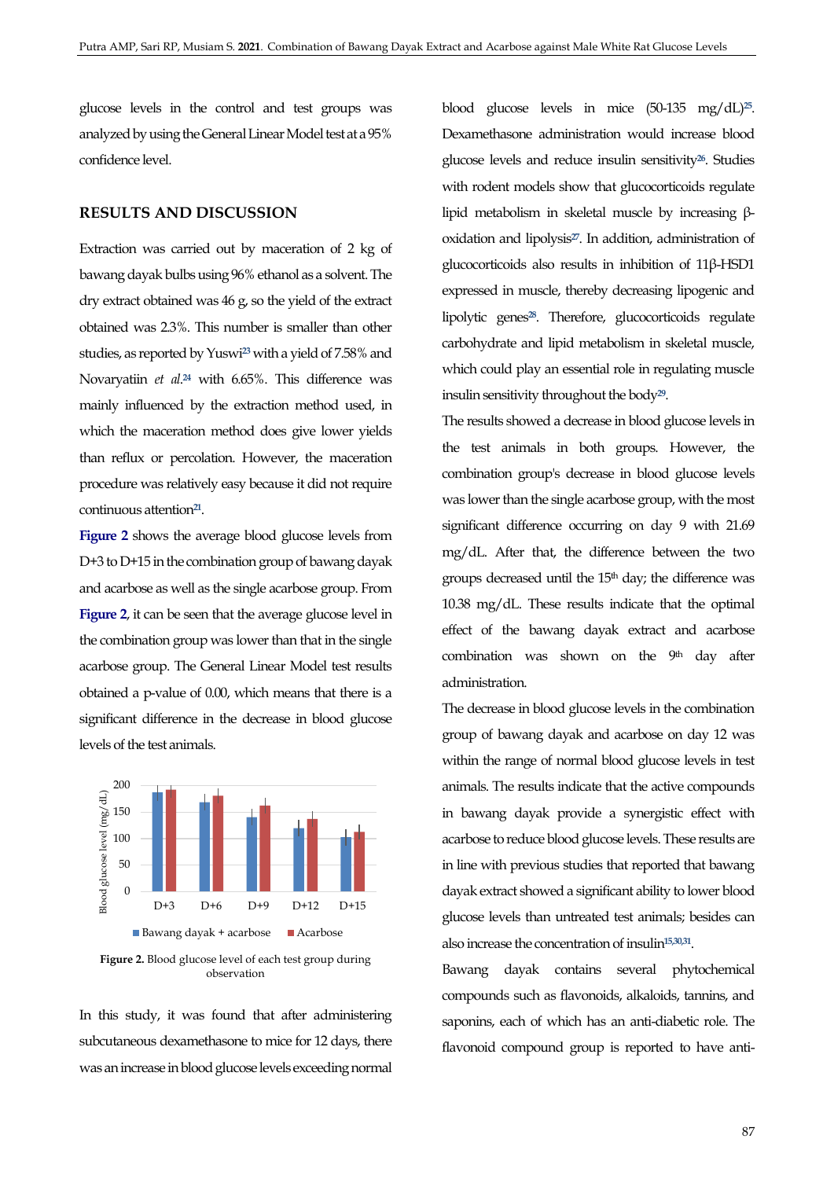glucose levels in the control and test groups was analyzed by using the General Linear Model test at a 95% confidence level.

## RESULTS AND DISCUSSION

Extraction was carried out by maceration of 2 kg of bawang dayak bulbs using 96% ethanol as a solvent. The dry extract obtained was 46 g, so the yield of the extract obtained was 2.3%. This number is smaller than other studies, as reported by Yuswi[23] with a yield of 7.58% and Novaryatiin *et al.*[24] with 6.65%. This difference was mainly influenced by the extraction method used, in which the maceration method does give lower yields than reflux or percolation. However, the maceration procedure was relatively easy because it did not require continuous attention[21].

**Figure 2** shows the average blood glucose levels from D+3 to D+15 in the combination group of bawang dayak and acarbose as well as the single acarbose group. From **Figure 2**, it can be seen that the average glucose level in the combination group was lower than that in the single acarbose group. The General Linear Model test results obtained a p-value of 0.00, which means that there is a significant difference in the decrease in blood glucose levels of the test animals.

**Figure 2.** Blood glucose level of each test group during observation

In this study, it was found that after administering subcutaneous dexamethasone to mice for 12 days, there was an increase in blood glucose levels exceeding normal blood glucose levels in mice (50-135 mg/dL)[25]. Dexamethasone administration would increase blood glucose levels and reduce insulin sensitivity[26]. Studies with rodent models show that glucocorticoids regulate lipid metabolism in skeletal muscle by increasing β-oxidation and lipolysis[27]. In addition, administration of glucocorticoids also results in inhibition of 11β-HSD1 expressed in muscle, thereby decreasing lipogenic and lipolytic genes[28]. Therefore, glucocorticoids regulate carbohydrate and lipid metabolism in skeletal muscle, which could play an essential role in regulating muscle insulin sensitivity throughout the body[29].

The results showed a decrease in blood glucose levels in the test animals in both groups. However, the combination group's decrease in blood glucose levels was lower than the single acarbose group, with the most significant difference occurring on day 9 with 21.69 mg/dL. After that, the difference between the two groups decreased until the 15th day; the difference was 10.38 mg/dL. These results indicate that the optimal effect of the bawang dayak extract and acarbose combination was shown on the 9th day after administration.

The decrease in blood glucose levels in the combination group of bawang dayak and acarbose on day 12 was within the range of normal blood glucose levels in test animals. The results indicate that the active compounds in bawang dayak provide a synergistic effect with acarbose to reduce blood glucose levels. These results are in line with previous studies that reported that bawang dayak extract showed a significant ability to lower blood glucose levels than untreated test animals; besides can also increase the concentration of insulin[15,30,31].

Bawang dayak contains several phytochemical compounds such as flavonoids, alkaloids, tannins, and saponins, each of which has an anti-diabetic role. The flavonoid compound group is reported to have anti-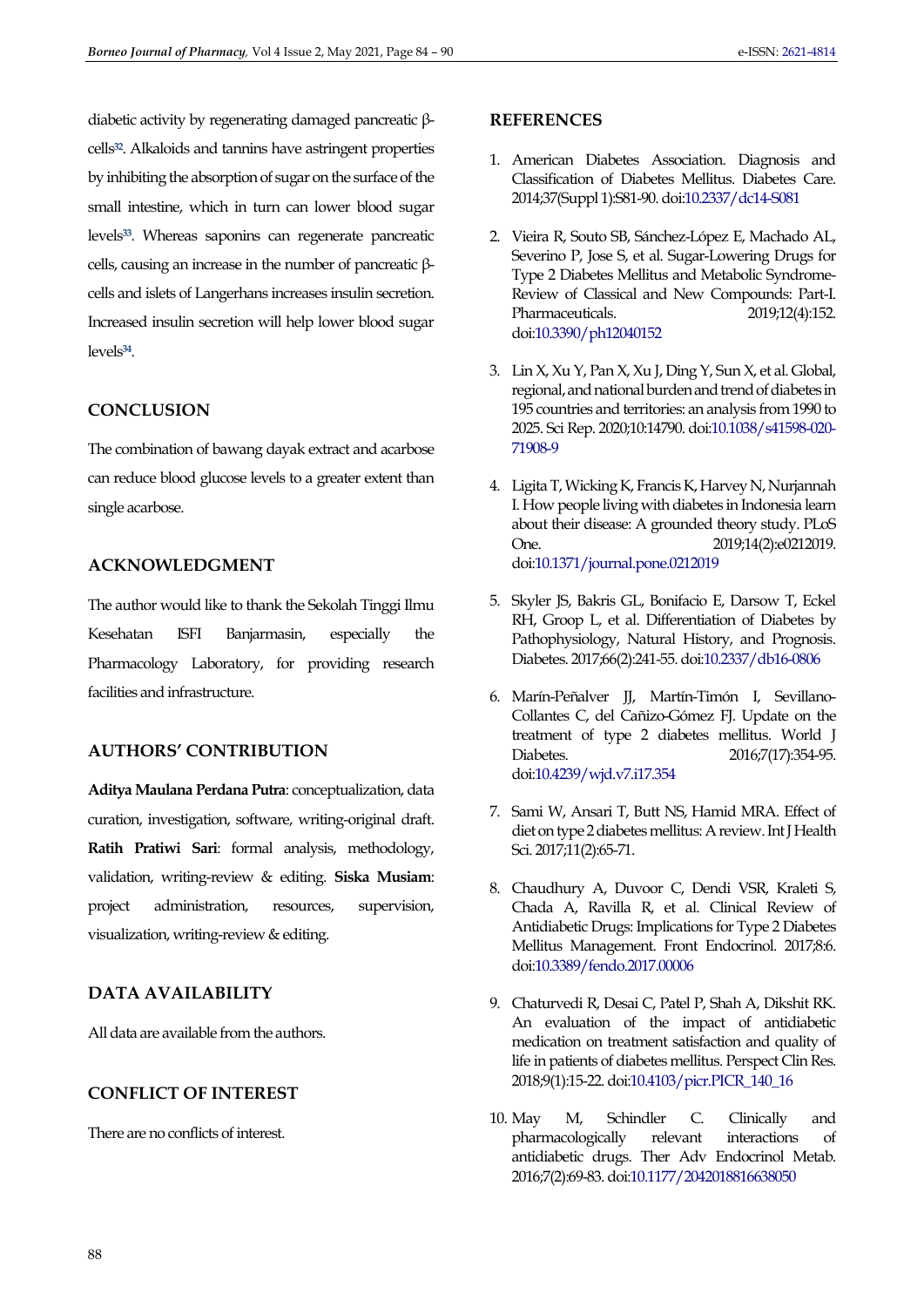diabetic activity by regenerating damaged pancreatic β-cells[32]. Alkaloids and tannins have astringent properties by inhibiting the absorption of sugar on the surface of the small intestine, which in turn can lower blood sugar levels[33]. Whereas saponins can regenerate pancreatic cells, causing an increase in the number of pancreatic β-cells and islets of Langerhans increases insulin secretion. Increased insulin secretion will help lower blood sugar levels[34].

## CONCLUSION

The combination of bawang dayak extract and acarbose can reduce blood glucose levels to a greater extent than single acarbose.

## ACKNOWLEDGMENT

The author would like to thank the Sekolah Tinggi Ilmu Kesehatan ISFI Banjarmasin, especially the Pharmacology Laboratory, for providing research facilities and infrastructure.

## AUTHORS' CONTRIBUTION

**Aditya Maulana Perdana Putra**: conceptualization, data curation, investigation, software, writing-original draft. **Ratih Pratiwi Sari**: formal analysis, methodology, validation, writing-review & editing. **Siska Musiam**: project administration, resources, supervision, visualization, writing-review & editing.

## DATA AVAILABILITY

All data are available from the authors.

## CONFLICT OF INTEREST

There are no conflicts of interest.

## REFERENCES

1. American Diabetes Association. Diagnosis and Classification of Diabetes Mellitus. Diabetes Care. 2014;37(Suppl 1):S81-90. doi:10.2337/dc14-S081
2. Vieira R, Souto SB, Sánchez-López E, Machado AL, Severino P, Jose S, et al. Sugar-Lowering Drugs for Type 2 Diabetes Mellitus and Metabolic Syndrome-Review of Classical and New Compounds: Part-I. Pharmaceuticals. 2019;12(4):152. doi:10.3390/ph12040152
3. Lin X, Xu Y, Pan X, Xu J, Ding Y, Sun X, et al. Global, regional, and national burden and trend of diabetes in 195 countries and territories: an analysis from 1990 to 2025. Sci Rep. 2020;10:14790. doi:10.1038/s41598-020-71908-9
4. Ligita T, Wicking K, Francis K, Harvey N, Nurjannah I. How people living with diabetes in Indonesia learn about their disease: A grounded theory study. PLoS One. 2019;14(2):e0212019. doi:10.1371/journal.pone.0212019
5. Skyler JS, Bakris GL, Bonifacio E, Darsow T, Eckel RH, Groop L, et al. Differentiation of Diabetes by Pathophysiology, Natural History, and Prognosis. Diabetes. 2017;66(2):241-55. doi:10.2337/db16-0806
6. Marín-Peñalver JJ, Martín-Timón I, Sevillano-Collantes C, del Cañizo-Gómez FJ. Update on the treatment of type 2 diabetes mellitus. World J Diabetes. 2016;7(17):354-95. doi:10.4239/wjd.v7.i17.354
7. Sami W, Ansari T, Butt NS, Hamid MRA. Effect of diet on type 2 diabetes mellitus: A review. Int J Health Sci. 2017;11(2):65-71.
8. Chaudhury A, Duvoor C, Dendi VSR, Kraleti S, Chada A, Ravilla R, et al. Clinical Review of Antidiabetic Drugs: Implications for Type 2 Diabetes Mellitus Management. Front Endocrinol. 2017;8:6. doi:10.3389/fendo.2017.00006
9. Chaturvedi R, Desai C, Patel P, Shah A, Dikshit RK. An evaluation of the impact of antidiabetic medication on treatment satisfaction and quality of life in patients of diabetes mellitus. Perspect Clin Res. 2018;9(1):15-22. doi:10.4103/picr.PICR_140_16
10. May M, Schindler C. Clinically and pharmacologically relevant interactions of antidiabetic drugs. Ther Adv Endocrinol Metab. 2016;7(2):69-83. doi:10.1177/2042018816638050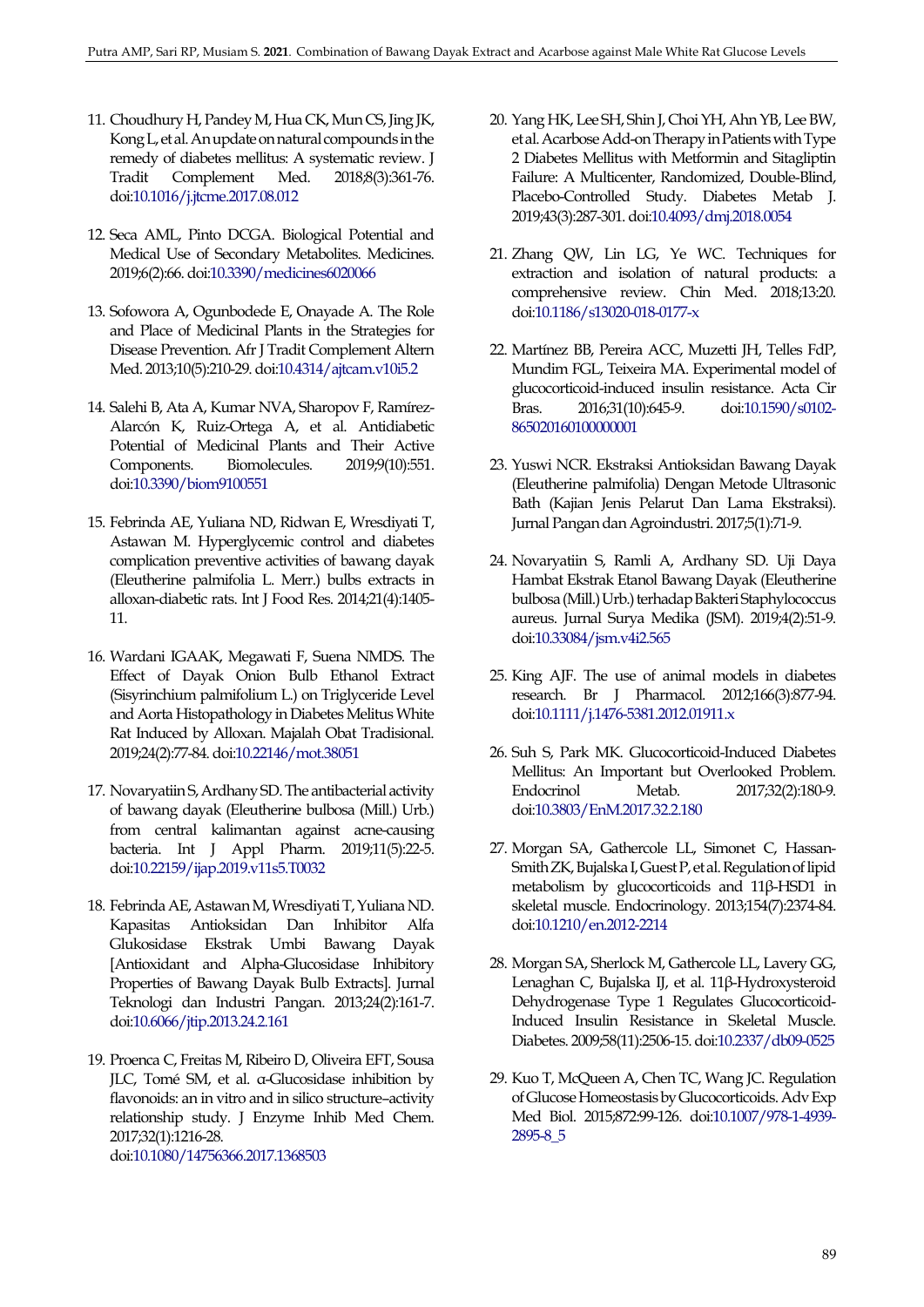11. Choudhury H, Pandey M, Hua CK, Mun CS, Jing JK, Kong L, et al. An update on natural compounds in the remedy of diabetes mellitus: A systematic review. J Tradit Complement Med. 2018;8(3):361-76. doi:10.1016/j.jtcme.2017.08.012

12. Seca AML, Pinto DCGA. Biological Potential and Medical Use of Secondary Metabolites. Medicines. 2019;6(2):66. doi:10.3390/medicines6020066

13. Sofowora A, Ogunbodede E, Onayade A. The Role and Place of Medicinal Plants in the Strategies for Disease Prevention. Afr J Tradit Complement Altern Med. 2013;10(5):210-29. doi:10.4314/ajtcam.v10i5.2

14. Salehi B, Ata A, Kumar NVA, Sharopov F, Ramírez-Alarcón K, Ruiz-Ortega A, et al. Antidiabetic Potential of Medicinal Plants and Their Active Components. Biomolecules. 2019;9(10):551. doi:10.3390/biom9100551

15. Febrinda AE, Yuliana ND, Ridwan E, Wresdiyati T, Astawan M. Hyperglycemic control and diabetes complication preventive activities of bawang dayak (Eleutherine palmifolia L. Merr.) bulbs extracts in alloxan-diabetic rats. Int J Food Res. 2014;21(4):1405-11.

16. Wardani IGAAK, Megawati F, Suena NMDS. The Effect of Dayak Onion Bulb Ethanol Extract (Sisyrinchium palmifolium L.) on Triglyceride Level and Aorta Histopathology in Diabetes Melitus White Rat Induced by Alloxan. Majalah Obat Tradisional. 2019;24(2):77-84. doi:10.22146/mot.38051

17. Novaryatiin S, Ardhany SD. The antibacterial activity of bawang dayak (Eleutherine bulbosa (Mill.) Urb.) from central kalimantan against acne-causing bacteria. Int J Appl Pharm. 2019;11(5):22-5. doi:10.22159/ijap.2019.v11s5.T0032

18. Febrinda AE, Astawan M, Wresdiyati T, Yuliana ND. Kapasitas Antioksidan Dan Inhibitor Alfa Glukosidase Ekstrak Umbi Bawang Dayak [Antioxidant and Alpha-Glucosidase Inhibitory Properties of Bawang Dayak Bulb Extracts]. Jurnal Teknologi dan Industri Pangan. 2013;24(2):161-7. doi:10.6066/jtip.2013.24.2.161

19. Proenca C, Freitas M, Ribeiro D, Oliveira EFT, Sousa JLC, Tomé SM, et al. α-Glucosidase inhibition by flavonoids: an in vitro and in silico structure–activity relationship study. J Enzyme Inhib Med Chem. 2017;32(1):1216-28. doi:10.1080/14756366.2017.1368503

20. Yang HK, Lee SH, Shin J, Choi YH, Ahn YB, Lee BW, et al. Acarbose Add-on Therapy in Patients with Type 2 Diabetes Mellitus with Metformin and Sitagliptin Failure: A Multicenter, Randomized, Double-Blind, Placebo-Controlled Study. Diabetes Metab J. 2019;43(3):287-301. doi:10.4093/dmj.2018.0054

21. Zhang QW, Lin LG, Ye WC. Techniques for extraction and isolation of natural products: a comprehensive review. Chin Med. 2018;13:20. doi:10.1186/s13020-018-0177-x

22. Martínez BB, Pereira ACC, Muzetti JH, Telles FdP, Mundim FGL, Teixeira MA. Experimental model of glucocorticoid-induced insulin resistance. Acta Cir Bras. 2016;31(10):645-9. doi:10.1590/s0102-865020160100000001

23. Yuswi NCR. Ekstraksi Antioksidan Bawang Dayak (Eleutherine palmifolia) Dengan Metode Ultrasonic Bath (Kajian Jenis Pelarut Dan Lama Ekstraksi). Jurnal Pangan dan Agroindustri. 2017;5(1):71-9.

24. Novaryatiin S, Ramli A, Ardhany SD. Uji Daya Hambat Ekstrak Etanol Bawang Dayak (Eleutherine bulbosa (Mill.) Urb.) terhadap Bakteri Staphylococcus aureus. Jurnal Surya Medika (JSM). 2019;4(2):51-9. doi:10.33084/jsm.v4i2.565

25. King AJF. The use of animal models in diabetes research. Br J Pharmacol. 2012;166(3):877-94. doi:10.1111/j.1476-5381.2012.01911.x

26. Suh S, Park MK. Glucocorticoid-Induced Diabetes Mellitus: An Important but Overlooked Problem. Endocrinol Metab. 2017;32(2):180-9. doi:10.3803/EnM.2017.32.2.180

27. Morgan SA, Gathercole LL, Simonet C, Hassan-Smith ZK, Bujalska I, Guest P, et al. Regulation of lipid metabolism by glucocorticoids and 11β-HSD1 in skeletal muscle. Endocrinology. 2013;154(7):2374-84. doi:10.1210/en.2012-2214

28. Morgan SA, Sherlock M, Gathercole LL, Lavery GG, Lenaghan C, Bujalska IJ, et al. 11β-Hydroxysteroid Dehydrogenase Type 1 Regulates Glucocorticoid-Induced Insulin Resistance in Skeletal Muscle. Diabetes. 2009;58(11):2506-15. doi:10.2337/db09-0525

29. Kuo T, McQueen A, Chen TC, Wang JC. Regulation of Glucose Homeostasis by Glucocorticoids. Adv Exp Med Biol. 2015;872:99-126. doi:10.1007/978-1-4939-2895-8_5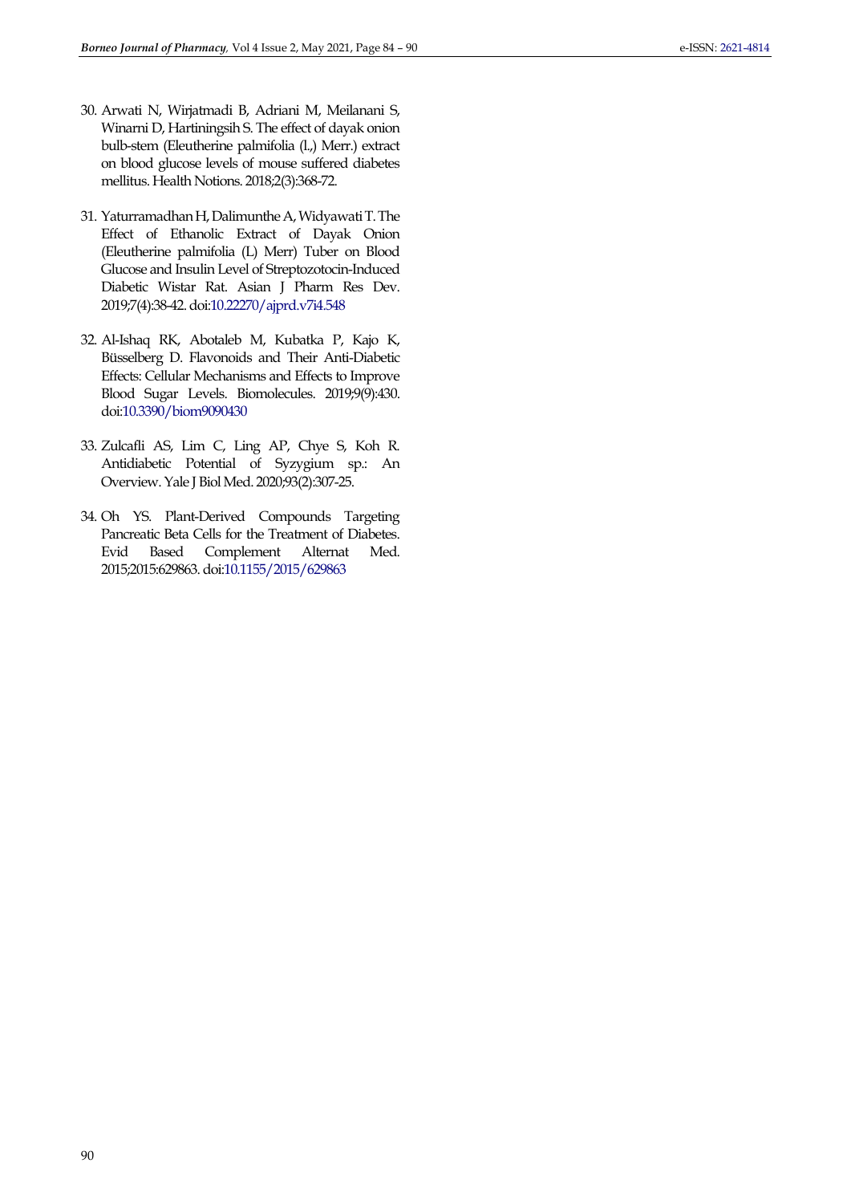30. Arwati N, Wirjatmadi B, Adriani M, Meilanani S, Winarni D, Hartiningsih S. The effect of dayak onion bulb-stem (Eleutherine palmifolia (l.,) Merr.) extract on blood glucose levels of mouse suffered diabetes mellitus. Health Notions. 2018;2(3):368-72.

31. Yaturramadhan H, Dalimunthe A, Widyawati T. The Effect of Ethanolic Extract of Dayak Onion (Eleutherine palmifolia (L) Merr) Tuber on Blood Glucose and Insulin Level of Streptozotocin-Induced Diabetic Wistar Rat. Asian J Pharm Res Dev. 2019;7(4):38-42. doi:10.22270/ajprd.v7i4.548

32. Al-Ishaq RK, Abotaleb M, Kubatka P, Kajo K, Büsselberg D. Flavonoids and Their Anti-Diabetic Effects: Cellular Mechanisms and Effects to Improve Blood Sugar Levels. Biomolecules. 2019;9(9):430. doi:10.3390/biom9090430

33. Zulcafli AS, Lim C, Ling AP, Chye S, Koh R. Antidiabetic Potential of Syzygium sp.: An Overview. Yale J Biol Med. 2020;93(2):307-25.

34. Oh YS. Plant-Derived Compounds Targeting Pancreatic Beta Cells for the Treatment of Diabetes. Evid Based Complement Alternat Med. 2015;2015:629863. doi:10.1155/2015/629863